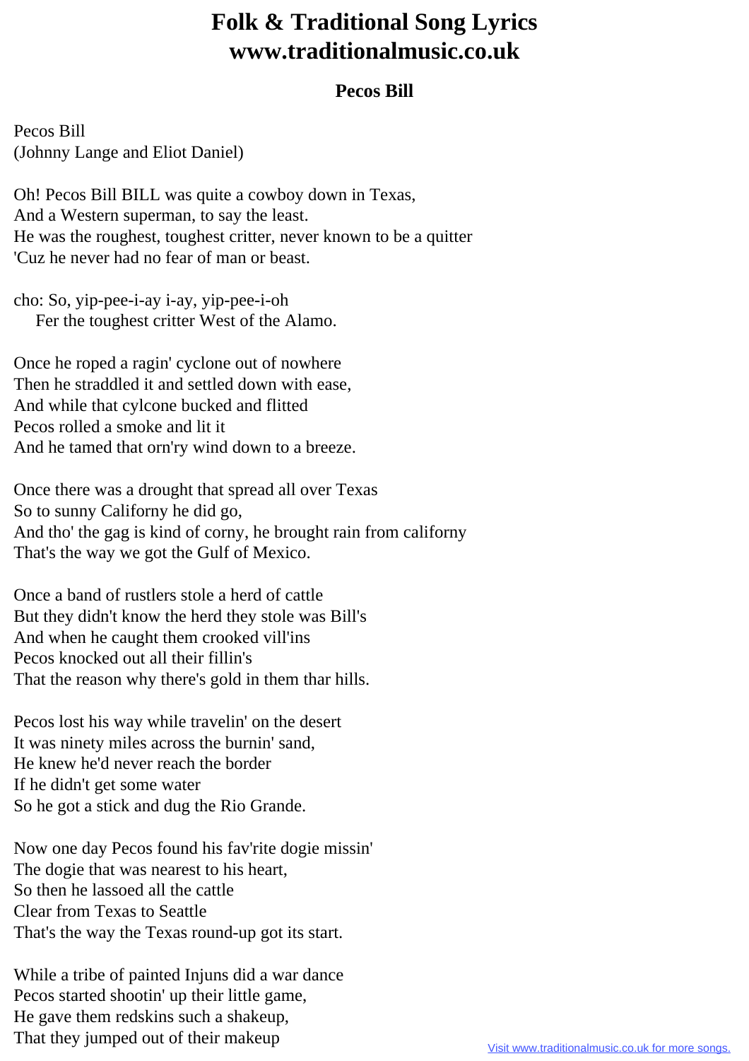# Folk & Traditional Song Lyrics
# www.traditionalmusic.co.uk

### Pecos Bill

Pecos Bill
(Johnny Lange and Eliot Daniel)

Oh! Pecos Bill BILL was quite a cowboy down in Texas,
And a Western superman, to say the least.
He was the roughest, toughest critter, never known to be a quitter
'Cuz he never had no fear of man or beast.

cho: So, yip-pee-i-ay i-ay, yip-pee-i-oh
Fer the toughest critter West of the Alamo.

Once he roped a ragin' cyclone out of nowhere
Then he straddled it and settled down with ease,
And while that cylcone bucked and flitted
Pecos rolled a smoke and lit it
And he tamed that orn'ry wind down to a breeze.

Once there was a drought that spread all over Texas
So to sunny Californy he did go,
And tho' the gag is kind of corny, he brought rain from californy
That's the way we got the Gulf of Mexico.

Once a band of rustlers stole a herd of cattle
But they didn't know the herd they stole was Bill's
And when he caught them crooked vill'ins
Pecos knocked out all their fillin's
That the reason why there's gold in them thar hills.

Pecos lost his way while travelin' on the desert
It was ninety miles across the burnin' sand,
He knew he'd never reach the border
If he didn't get some water
So he got a stick and dug the Rio Grande.

Now one day Pecos found his fav'rite dogie missin'
The dogie that was nearest to his heart,
So then he lassoed all the cattle
Clear from Texas to Seattle
That's the way the Texas round-up got its start.

While a tribe of painted Injuns did a war dance
Pecos started shootin' up their little game,
He gave them redskins such a shakeup,
That they jumped out of their makeup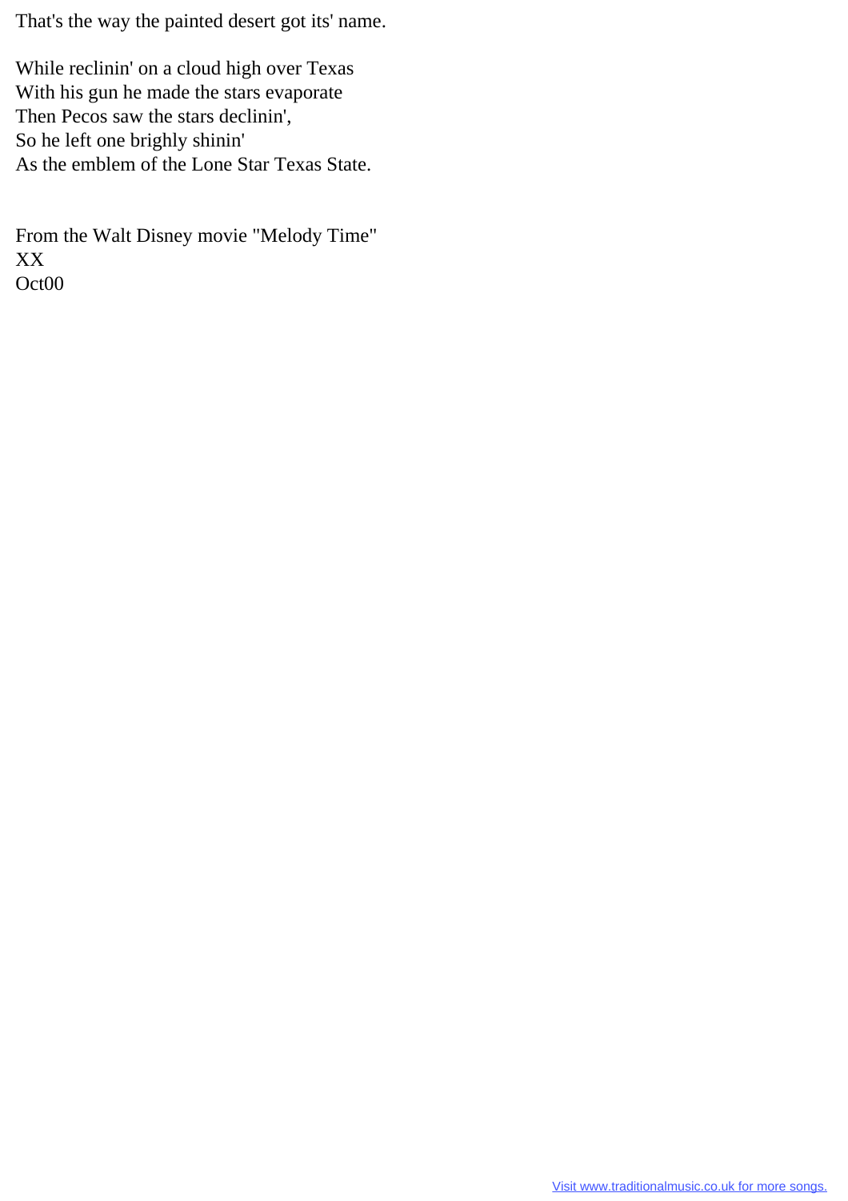That's the way the painted desert got its' name.

While reclinin' on a cloud high over Texas
With his gun he made the stars evaporate
Then Pecos saw the stars declinin',
So he left one brighly shinin'
As the emblem of the Lone Star Texas State.

From the Walt Disney movie "Melody Time"
XX
Oct00